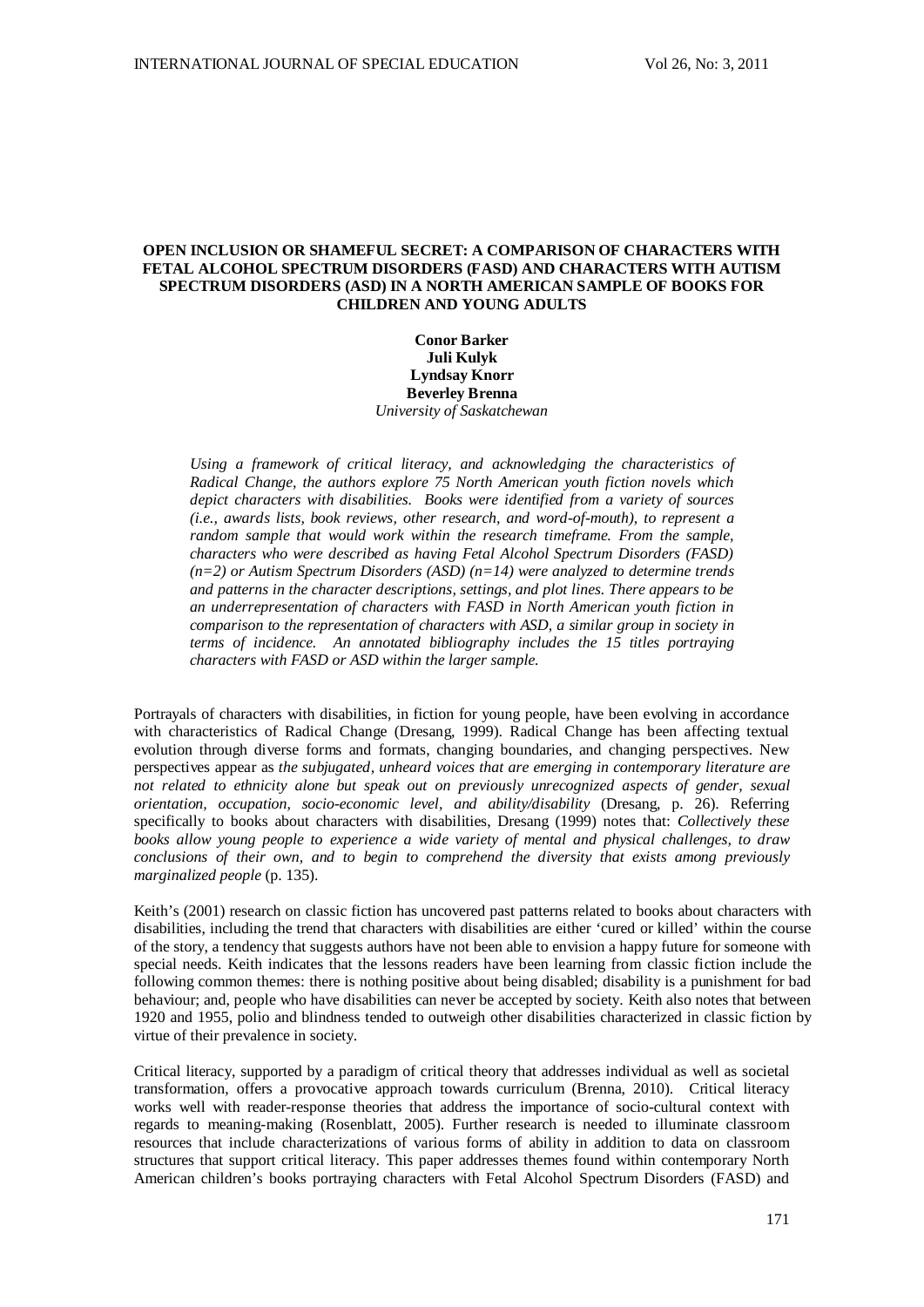# OPEN INCLUSION OR SHAMEFUL SECRET: A COMPARISON OF CHARACTERS WITH FETAL ALCOHOL SPECTRUM DISORDERS (FASD) AND CHARACTERS WITH AUTISM SPECTRUM DISORDERS (ASD) IN A NORTH AMERICAN SAMPLE OF BOOKS FOR CHILDREN AND YOUNG ADULTS

**Conor Barker**
**Juli Kulyk**
**Lyndsay Knorr**
**Beverley Brenna**
*University of Saskatchewan*

*Using a framework of critical literacy, and acknowledging the characteristics of Radical Change, the authors explore 75 North American youth fiction novels which depict characters with disabilities. Books were identified from a variety of sources (i.e., awards lists, book reviews, other research, and word-of-mouth), to represent a random sample that would work within the research timeframe. From the sample, characters who were described as having Fetal Alcohol Spectrum Disorders (FASD) (n=2) or Autism Spectrum Disorders (ASD) (n=14) were analyzed to determine trends and patterns in the character descriptions, settings, and plot lines. There appears to be an underrepresentation of characters with FASD in North American youth fiction in comparison to the representation of characters with ASD, a similar group in society in terms of incidence. An annotated bibliography includes the 15 titles portraying characters with FASD or ASD within the larger sample.*

Portrayals of characters with disabilities, in fiction for young people, have been evolving in accordance with characteristics of Radical Change (Dresang, 1999). Radical Change has been affecting textual evolution through diverse forms and formats, changing boundaries, and changing perspectives. New perspectives appear as *the subjugated, unheard voices that are emerging in contemporary literature are not related to ethnicity alone but speak out on previously unrecognized aspects of gender, sexual orientation, occupation, socio-economic level, and ability/disability* (Dresang, p. 26). Referring specifically to books about characters with disabilities, Dresang (1999) notes that: *Collectively these books allow young people to experience a wide variety of mental and physical challenges, to draw conclusions of their own, and to begin to comprehend the diversity that exists among previously marginalized people* (p. 135).

Keith's (2001) research on classic fiction has uncovered past patterns related to books about characters with disabilities, including the trend that characters with disabilities are either 'cured or killed' within the course of the story, a tendency that suggests authors have not been able to envision a happy future for someone with special needs. Keith indicates that the lessons readers have been learning from classic fiction include the following common themes: there is nothing positive about being disabled; disability is a punishment for bad behaviour; and, people who have disabilities can never be accepted by society. Keith also notes that between 1920 and 1955, polio and blindness tended to outweigh other disabilities characterized in classic fiction by virtue of their prevalence in society.

Critical literacy, supported by a paradigm of critical theory that addresses individual as well as societal transformation, offers a provocative approach towards curriculum (Brenna, 2010). Critical literacy works well with reader-response theories that address the importance of socio-cultural context with regards to meaning-making (Rosenblatt, 2005). Further research is needed to illuminate classroom resources that include characterizations of various forms of ability in addition to data on classroom structures that support critical literacy. This paper addresses themes found within contemporary North American children's books portraying characters with Fetal Alcohol Spectrum Disorders (FASD) and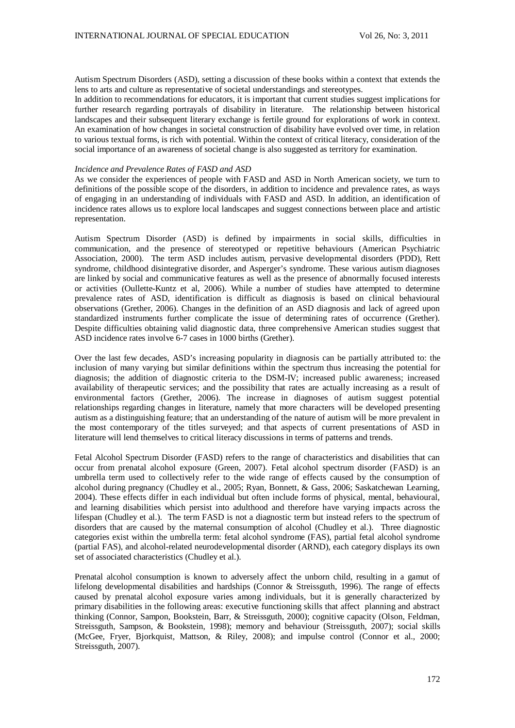Autism Spectrum Disorders (ASD), setting a discussion of these books within a context that extends the lens to arts and culture as representative of societal understandings and stereotypes.

In addition to recommendations for educators, it is important that current studies suggest implications for further research regarding portrayals of disability in literature. The relationship between historical landscapes and their subsequent literary exchange is fertile ground for explorations of work in context. An examination of how changes in societal construction of disability have evolved over time, in relation to various textual forms, is rich with potential. Within the context of critical literacy, consideration of the social importance of an awareness of societal change is also suggested as territory for examination.

*Incidence and Prevalence Rates of FASD and ASD*

As we consider the experiences of people with FASD and ASD in North American society, we turn to definitions of the possible scope of the disorders, in addition to incidence and prevalence rates, as ways of engaging in an understanding of individuals with FASD and ASD. In addition, an identification of incidence rates allows us to explore local landscapes and suggest connections between place and artistic representation.

Autism Spectrum Disorder (ASD) is defined by impairments in social skills, difficulties in communication, and the presence of stereotyped or repetitive behaviours (American Psychiatric Association, 2000). The term ASD includes autism, pervasive developmental disorders (PDD), Rett syndrome, childhood disintegrative disorder, and Asperger's syndrome. These various autism diagnoses are linked by social and communicative features as well as the presence of abnormally focused interests or activities (Oullette-Kuntz et al, 2006). While a number of studies have attempted to determine prevalence rates of ASD, identification is difficult as diagnosis is based on clinical behavioural observations (Grether, 2006). Changes in the definition of an ASD diagnosis and lack of agreed upon standardized instruments further complicate the issue of determining rates of occurrence (Grether). Despite difficulties obtaining valid diagnostic data, three comprehensive American studies suggest that ASD incidence rates involve 6-7 cases in 1000 births (Grether).

Over the last few decades, ASD's increasing popularity in diagnosis can be partially attributed to: the inclusion of many varying but similar definitions within the spectrum thus increasing the potential for diagnosis; the addition of diagnostic criteria to the DSM-IV; increased public awareness; increased availability of therapeutic services; and the possibility that rates are actually increasing as a result of environmental factors (Grether, 2006). The increase in diagnoses of autism suggest potential relationships regarding changes in literature, namely that more characters will be developed presenting autism as a distinguishing feature; that an understanding of the nature of autism will be more prevalent in the most contemporary of the titles surveyed; and that aspects of current presentations of ASD in literature will lend themselves to critical literacy discussions in terms of patterns and trends.

Fetal Alcohol Spectrum Disorder (FASD) refers to the range of characteristics and disabilities that can occur from prenatal alcohol exposure (Green, 2007). Fetal alcohol spectrum disorder (FASD) is an umbrella term used to collectively refer to the wide range of effects caused by the consumption of alcohol during pregnancy (Chudley et al., 2005; Ryan, Bonnett, & Gass, 2006; Saskatchewan Learning, 2004). These effects differ in each individual but often include forms of physical, mental, behavioural, and learning disabilities which persist into adulthood and therefore have varying impacts across the lifespan (Chudley et al.). The term FASD is not a diagnostic term but instead refers to the spectrum of disorders that are caused by the maternal consumption of alcohol (Chudley et al.). Three diagnostic categories exist within the umbrella term: fetal alcohol syndrome (FAS), partial fetal alcohol syndrome (partial FAS), and alcohol-related neurodevelopmental disorder (ARND), each category displays its own set of associated characteristics (Chudley et al.).

Prenatal alcohol consumption is known to adversely affect the unborn child, resulting in a gamut of lifelong developmental disabilities and hardships (Connor & Streissguth, 1996). The range of effects caused by prenatal alcohol exposure varies among individuals, but it is generally characterized by primary disabilities in the following areas: executive functioning skills that affect planning and abstract thinking (Connor, Sampon, Bookstein, Barr, & Streissguth, 2000); cognitive capacity (Olson, Feldman, Streissguth, Sampson, & Bookstein, 1998); memory and behaviour (Streissguth, 2007); social skills (McGee, Fryer, Bjorkquist, Mattson, & Riley, 2008); and impulse control (Connor et al., 2000; Streissguth, 2007).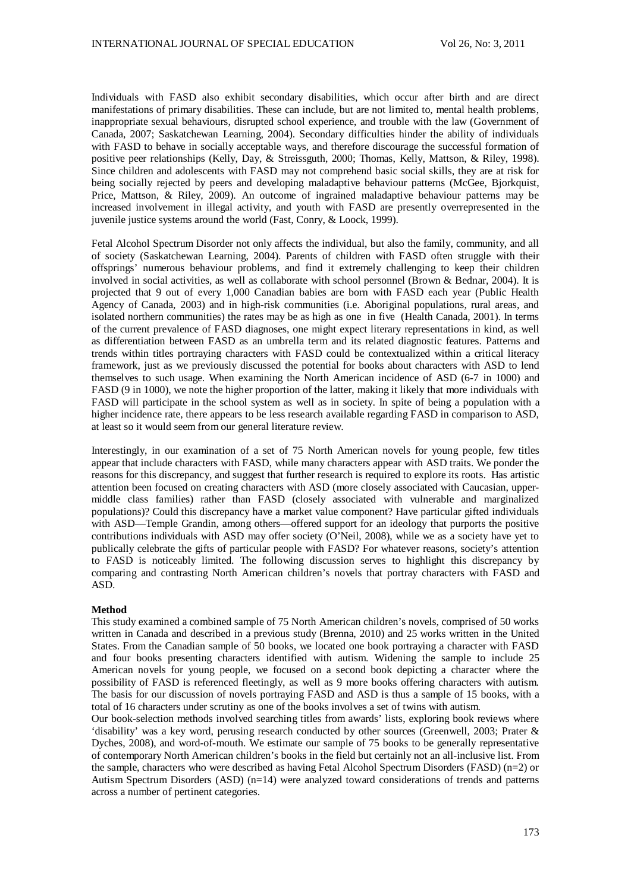Individuals with FASD also exhibit secondary disabilities, which occur after birth and are direct manifestations of primary disabilities. These can include, but are not limited to, mental health problems, inappropriate sexual behaviours, disrupted school experience, and trouble with the law (Government of Canada, 2007; Saskatchewan Learning, 2004). Secondary difficulties hinder the ability of individuals with FASD to behave in socially acceptable ways, and therefore discourage the successful formation of positive peer relationships (Kelly, Day, & Streissguth, 2000; Thomas, Kelly, Mattson, & Riley, 1998). Since children and adolescents with FASD may not comprehend basic social skills, they are at risk for being socially rejected by peers and developing maladaptive behaviour patterns (McGee, Bjorkquist, Price, Mattson, & Riley, 2009). An outcome of ingrained maladaptive behaviour patterns may be increased involvement in illegal activity, and youth with FASD are presently overrepresented in the juvenile justice systems around the world (Fast, Conry, & Loock, 1999).

Fetal Alcohol Spectrum Disorder not only affects the individual, but also the family, community, and all of society (Saskatchewan Learning, 2004). Parents of children with FASD often struggle with their offsprings' numerous behaviour problems, and find it extremely challenging to keep their children involved in social activities, as well as collaborate with school personnel (Brown & Bednar, 2004). It is projected that 9 out of every 1,000 Canadian babies are born with FASD each year (Public Health Agency of Canada, 2003) and in high-risk communities (i.e. Aboriginal populations, rural areas, and isolated northern communities) the rates may be as high as one in five (Health Canada, 2001). In terms of the current prevalence of FASD diagnoses, one might expect literary representations in kind, as well as differentiation between FASD as an umbrella term and its related diagnostic features. Patterns and trends within titles portraying characters with FASD could be contextualized within a critical literacy framework, just as we previously discussed the potential for books about characters with ASD to lend themselves to such usage. When examining the North American incidence of ASD (6-7 in 1000) and FASD (9 in 1000), we note the higher proportion of the latter, making it likely that more individuals with FASD will participate in the school system as well as in society. In spite of being a population with a higher incidence rate, there appears to be less research available regarding FASD in comparison to ASD, at least so it would seem from our general literature review.

Interestingly, in our examination of a set of 75 North American novels for young people, few titles appear that include characters with FASD, while many characters appear with ASD traits. We ponder the reasons for this discrepancy, and suggest that further research is required to explore its roots. Has artistic attention been focused on creating characters with ASD (more closely associated with Caucasian, upper-middle class families) rather than FASD (closely associated with vulnerable and marginalized populations)? Could this discrepancy have a market value component? Have particular gifted individuals with ASD—Temple Grandin, among others—offered support for an ideology that purports the positive contributions individuals with ASD may offer society (O'Neil, 2008), while we as a society have yet to publically celebrate the gifts of particular people with FASD? For whatever reasons, society's attention to FASD is noticeably limited. The following discussion serves to highlight this discrepancy by comparing and contrasting North American children's novels that portray characters with FASD and ASD.

**Method**

This study examined a combined sample of 75 North American children's novels, comprised of 50 works written in Canada and described in a previous study (Brenna, 2010) and 25 works written in the United States. From the Canadian sample of 50 books, we located one book portraying a character with FASD and four books presenting characters identified with autism. Widening the sample to include 25 American novels for young people, we focused on a second book depicting a character where the possibility of FASD is referenced fleetingly, as well as 9 more books offering characters with autism. The basis for our discussion of novels portraying FASD and ASD is thus a sample of 15 books, with a total of 16 characters under scrutiny as one of the books involves a set of twins with autism.

Our book-selection methods involved searching titles from awards' lists, exploring book reviews where 'disability' was a key word, perusing research conducted by other sources (Greenwell, 2003; Prater & Dyches, 2008), and word-of-mouth. We estimate our sample of 75 books to be generally representative of contemporary North American children's books in the field but certainly not an all-inclusive list. From the sample, characters who were described as having Fetal Alcohol Spectrum Disorders (FASD) (n=2) or Autism Spectrum Disorders (ASD) (n=14) were analyzed toward considerations of trends and patterns across a number of pertinent categories.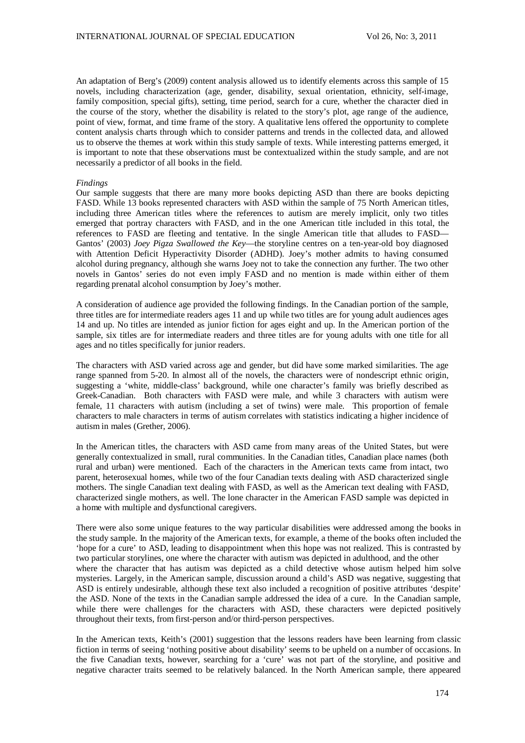An adaptation of Berg's (2009) content analysis allowed us to identify elements across this sample of 15 novels, including characterization (age, gender, disability, sexual orientation, ethnicity, self-image, family composition, special gifts), setting, time period, search for a cure, whether the character died in the course of the story, whether the disability is related to the story's plot, age range of the audience, point of view, format, and time frame of the story. A qualitative lens offered the opportunity to complete content analysis charts through which to consider patterns and trends in the collected data, and allowed us to observe the themes at work within this study sample of texts. While interesting patterns emerged, it is important to note that these observations must be contextualized within the study sample, and are not necessarily a predictor of all books in the field.

*Findings*

Our sample suggests that there are many more books depicting ASD than there are books depicting FASD. While 13 books represented characters with ASD within the sample of 75 North American titles, including three American titles where the references to autism are merely implicit, only two titles emerged that portray characters with FASD, and in the one American title included in this total, the references to FASD are fleeting and tentative. In the single American title that alludes to FASD—Gantos' (2003) *Joey Pigza Swallowed the Key*—the storyline centres on a ten-year-old boy diagnosed with Attention Deficit Hyperactivity Disorder (ADHD). Joey's mother admits to having consumed alcohol during pregnancy, although she warns Joey not to take the connection any further. The two other novels in Gantos' series do not even imply FASD and no mention is made within either of them regarding prenatal alcohol consumption by Joey's mother.

A consideration of audience age provided the following findings. In the Canadian portion of the sample, three titles are for intermediate readers ages 11 and up while two titles are for young adult audiences ages 14 and up. No titles are intended as junior fiction for ages eight and up. In the American portion of the sample, six titles are for intermediate readers and three titles are for young adults with one title for all ages and no titles specifically for junior readers.

The characters with ASD varied across age and gender, but did have some marked similarities. The age range spanned from 5-20. In almost all of the novels, the characters were of nondescript ethnic origin, suggesting a 'white, middle-class' background, while one character's family was briefly described as Greek-Canadian. Both characters with FASD were male, and while 3 characters with autism were female, 11 characters with autism (including a set of twins) were male. This proportion of female characters to male characters in terms of autism correlates with statistics indicating a higher incidence of autism in males (Grether, 2006).

In the American titles, the characters with ASD came from many areas of the United States, but were generally contextualized in small, rural communities. In the Canadian titles, Canadian place names (both rural and urban) were mentioned. Each of the characters in the American texts came from intact, two parent, heterosexual homes, while two of the four Canadian texts dealing with ASD characterized single mothers. The single Canadian text dealing with FASD, as well as the American text dealing with FASD, characterized single mothers, as well. The lone character in the American FASD sample was depicted in a home with multiple and dysfunctional caregivers.

There were also some unique features to the way particular disabilities were addressed among the books in the study sample. In the majority of the American texts, for example, a theme of the books often included the 'hope for a cure' to ASD, leading to disappointment when this hope was not realized. This is contrasted by two particular storylines, one where the character with autism was depicted in adulthood, and the other where the character that has autism was depicted as a child detective whose autism helped him solve mysteries. Largely, in the American sample, discussion around a child's ASD was negative, suggesting that ASD is entirely undesirable, although these text also included a recognition of positive attributes 'despite' the ASD. None of the texts in the Canadian sample addressed the idea of a cure. In the Canadian sample, while there were challenges for the characters with ASD, these characters were depicted positively throughout their texts, from first-person and/or third-person perspectives.

In the American texts, Keith's (2001) suggestion that the lessons readers have been learning from classic fiction in terms of seeing 'nothing positive about disability' seems to be upheld on a number of occasions. In the five Canadian texts, however, searching for a 'cure' was not part of the storyline, and positive and negative character traits seemed to be relatively balanced. In the North American sample, there appeared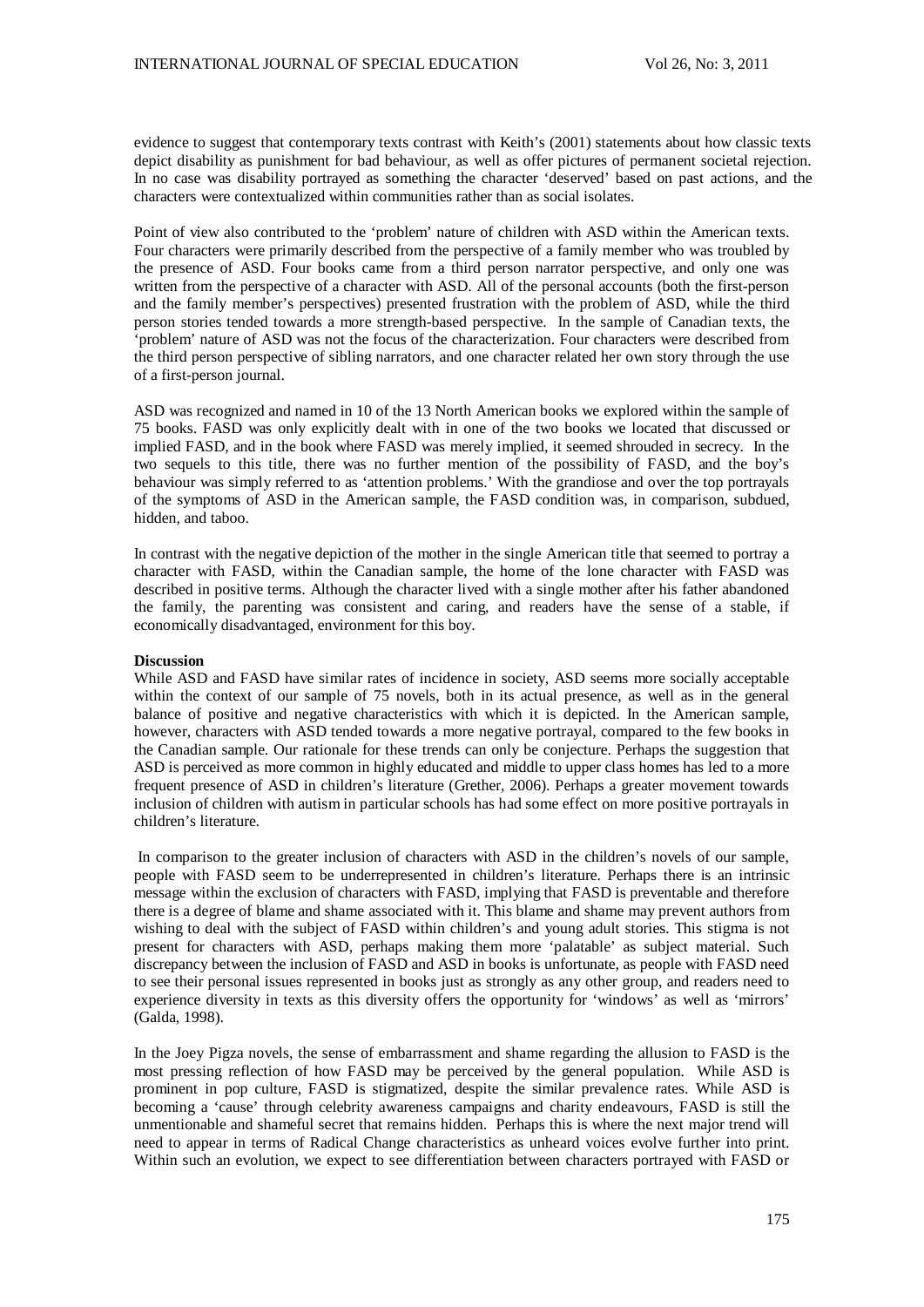evidence to suggest that contemporary texts contrast with Keith's (2001) statements about how classic texts depict disability as punishment for bad behaviour, as well as offer pictures of permanent societal rejection. In no case was disability portrayed as something the character 'deserved' based on past actions, and the characters were contextualized within communities rather than as social isolates.

Point of view also contributed to the 'problem' nature of children with ASD within the American texts. Four characters were primarily described from the perspective of a family member who was troubled by the presence of ASD. Four books came from a third person narrator perspective, and only one was written from the perspective of a character with ASD. All of the personal accounts (both the first-person and the family member's perspectives) presented frustration with the problem of ASD, while the third person stories tended towards a more strength-based perspective. In the sample of Canadian texts, the 'problem' nature of ASD was not the focus of the characterization. Four characters were described from the third person perspective of sibling narrators, and one character related her own story through the use of a first-person journal.

ASD was recognized and named in 10 of the 13 North American books we explored within the sample of 75 books. FASD was only explicitly dealt with in one of the two books we located that discussed or implied FASD, and in the book where FASD was merely implied, it seemed shrouded in secrecy. In the two sequels to this title, there was no further mention of the possibility of FASD, and the boy's behaviour was simply referred to as 'attention problems.' With the grandiose and over the top portrayals of the symptoms of ASD in the American sample, the FASD condition was, in comparison, subdued, hidden, and taboo.

In contrast with the negative depiction of the mother in the single American title that seemed to portray a character with FASD, within the Canadian sample, the home of the lone character with FASD was described in positive terms. Although the character lived with a single mother after his father abandoned the family, the parenting was consistent and caring, and readers have the sense of a stable, if economically disadvantaged, environment for this boy.

**Discussion**

While ASD and FASD have similar rates of incidence in society, ASD seems more socially acceptable within the context of our sample of 75 novels, both in its actual presence, as well as in the general balance of positive and negative characteristics with which it is depicted. In the American sample, however, characters with ASD tended towards a more negative portrayal, compared to the few books in the Canadian sample. Our rationale for these trends can only be conjecture. Perhaps the suggestion that ASD is perceived as more common in highly educated and middle to upper class homes has led to a more frequent presence of ASD in children's literature (Grether, 2006). Perhaps a greater movement towards inclusion of children with autism in particular schools has had some effect on more positive portrayals in children's literature.

In comparison to the greater inclusion of characters with ASD in the children's novels of our sample, people with FASD seem to be underrepresented in children's literature. Perhaps there is an intrinsic message within the exclusion of characters with FASD, implying that FASD is preventable and therefore there is a degree of blame and shame associated with it. This blame and shame may prevent authors from wishing to deal with the subject of FASD within children's and young adult stories. This stigma is not present for characters with ASD, perhaps making them more 'palatable' as subject material. Such discrepancy between the inclusion of FASD and ASD in books is unfortunate, as people with FASD need to see their personal issues represented in books just as strongly as any other group, and readers need to experience diversity in texts as this diversity offers the opportunity for 'windows' as well as 'mirrors' (Galda, 1998).

In the Joey Pigza novels, the sense of embarrassment and shame regarding the allusion to FASD is the most pressing reflection of how FASD may be perceived by the general population. While ASD is prominent in pop culture, FASD is stigmatized, despite the similar prevalence rates. While ASD is becoming a 'cause' through celebrity awareness campaigns and charity endeavours, FASD is still the unmentionable and shameful secret that remains hidden. Perhaps this is where the next major trend will need to appear in terms of Radical Change characteristics as unheard voices evolve further into print. Within such an evolution, we expect to see differentiation between characters portrayed with FASD or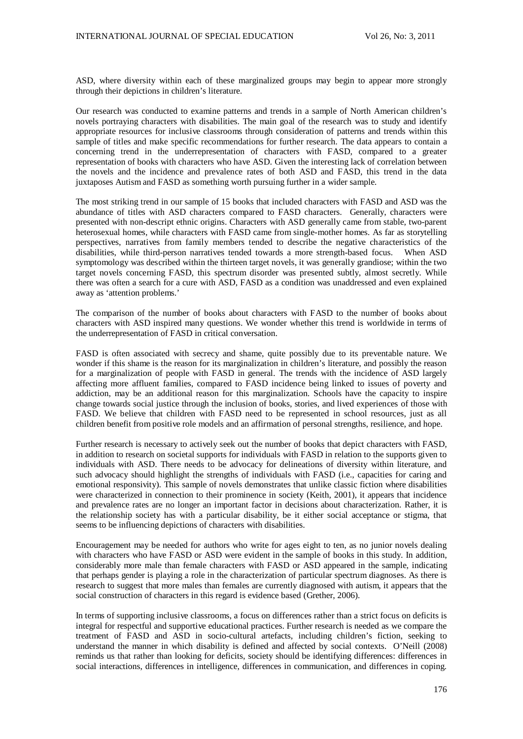ASD, where diversity within each of these marginalized groups may begin to appear more strongly through their depictions in children's literature.

Our research was conducted to examine patterns and trends in a sample of North American children's novels portraying characters with disabilities. The main goal of the research was to study and identify appropriate resources for inclusive classrooms through consideration of patterns and trends within this sample of titles and make specific recommendations for further research. The data appears to contain a concerning trend in the underrepresentation of characters with FASD, compared to a greater representation of books with characters who have ASD. Given the interesting lack of correlation between the novels and the incidence and prevalence rates of both ASD and FASD, this trend in the data juxtaposes Autism and FASD as something worth pursuing further in a wider sample.

The most striking trend in our sample of 15 books that included characters with FASD and ASD was the abundance of titles with ASD characters compared to FASD characters. Generally, characters were presented with non-descript ethnic origins. Characters with ASD generally came from stable, two-parent heterosexual homes, while characters with FASD came from single-mother homes. As far as storytelling perspectives, narratives from family members tended to describe the negative characteristics of the disabilities, while third-person narratives tended towards a more strength-based focus. When ASD symptomology was described within the thirteen target novels, it was generally grandiose; within the two target novels concerning FASD, this spectrum disorder was presented subtly, almost secretly. While there was often a search for a cure with ASD, FASD as a condition was unaddressed and even explained away as 'attention problems.'

The comparison of the number of books about characters with FASD to the number of books about characters with ASD inspired many questions. We wonder whether this trend is worldwide in terms of the underrepresentation of FASD in critical conversation.

FASD is often associated with secrecy and shame, quite possibly due to its preventable nature. We wonder if this shame is the reason for its marginalization in children's literature, and possibly the reason for a marginalization of people with FASD in general. The trends with the incidence of ASD largely affecting more affluent families, compared to FASD incidence being linked to issues of poverty and addiction, may be an additional reason for this marginalization. Schools have the capacity to inspire change towards social justice through the inclusion of books, stories, and lived experiences of those with FASD. We believe that children with FASD need to be represented in school resources, just as all children benefit from positive role models and an affirmation of personal strengths, resilience, and hope.

Further research is necessary to actively seek out the number of books that depict characters with FASD, in addition to research on societal supports for individuals with FASD in relation to the supports given to individuals with ASD. There needs to be advocacy for delineations of diversity within literature, and such advocacy should highlight the strengths of individuals with FASD (i.e., capacities for caring and emotional responsivity). This sample of novels demonstrates that unlike classic fiction where disabilities were characterized in connection to their prominence in society (Keith, 2001), it appears that incidence and prevalence rates are no longer an important factor in decisions about characterization. Rather, it is the relationship society has with a particular disability, be it either social acceptance or stigma, that seems to be influencing depictions of characters with disabilities.

Encouragement may be needed for authors who write for ages eight to ten, as no junior novels dealing with characters who have FASD or ASD were evident in the sample of books in this study. In addition, considerably more male than female characters with FASD or ASD appeared in the sample, indicating that perhaps gender is playing a role in the characterization of particular spectrum diagnoses. As there is research to suggest that more males than females are currently diagnosed with autism, it appears that the social construction of characters in this regard is evidence based (Grether, 2006).

In terms of supporting inclusive classrooms, a focus on differences rather than a strict focus on deficits is integral for respectful and supportive educational practices. Further research is needed as we compare the treatment of FASD and ASD in socio-cultural artefacts, including children's fiction, seeking to understand the manner in which disability is defined and affected by social contexts. O'Neill (2008) reminds us that rather than looking for deficits, society should be identifying differences: differences in social interactions, differences in intelligence, differences in communication, and differences in coping.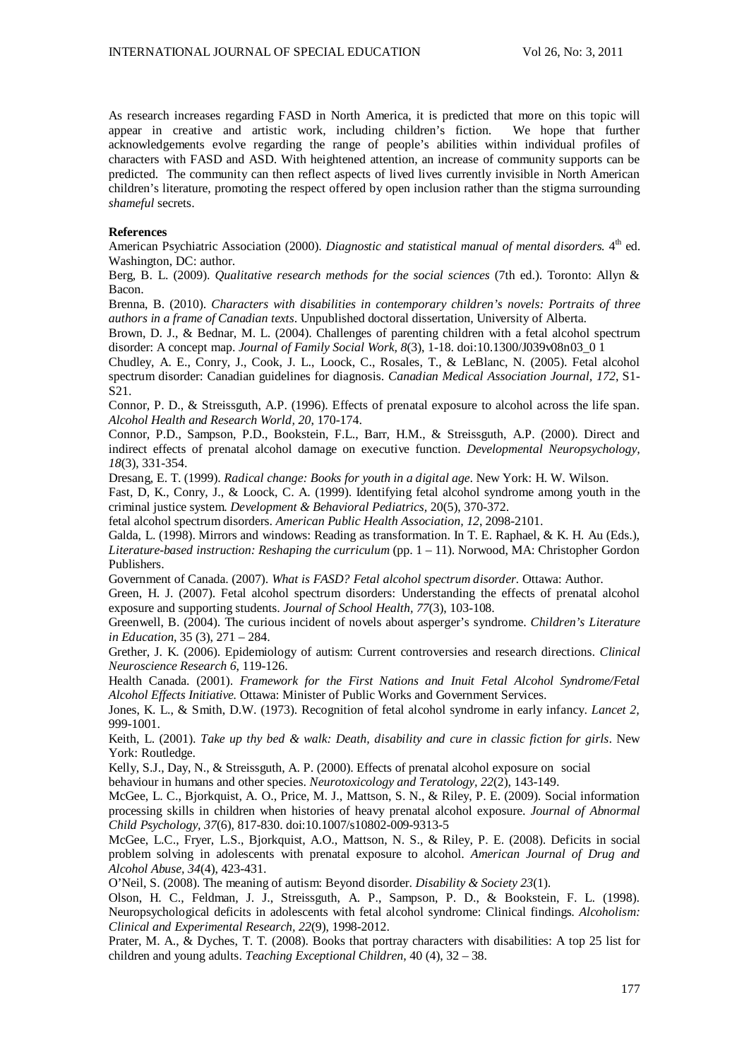As research increases regarding FASD in North America, it is predicted that more on this topic will appear in creative and artistic work, including children's fiction. We hope that further acknowledgements evolve regarding the range of people's abilities within individual profiles of characters with FASD and ASD. With heightened attention, an increase of community supports can be predicted. The community can then reflect aspects of lived lives currently invisible in North American children's literature, promoting the respect offered by open inclusion rather than the stigma surrounding *shameful* secrets.

**References**

American Psychiatric Association (2000). *Diagnostic and statistical manual of mental disorders.* 4th ed. Washington, DC: author.

Berg, B. L. (2009). *Qualitative research methods for the social sciences* (7th ed.). Toronto: Allyn & Bacon.

Brenna, B. (2010). *Characters with disabilities in contemporary children's novels: Portraits of three authors in a frame of Canadian texts*. Unpublished doctoral dissertation, University of Alberta.

Brown, D. J., & Bednar, M. L. (2004). Challenges of parenting children with a fetal alcohol spectrum disorder: A concept map. *Journal of Family Social Work, 8*(3), 1-18. doi:10.1300/J039v08n03_0 1

Chudley, A. E., Conry, J., Cook, J. L., Loock, C., Rosales, T., & LeBlanc, N. (2005). Fetal alcohol spectrum disorder: Canadian guidelines for diagnosis. *Canadian Medical Association Journal, 172*, S1-S21.

Connor, P. D., & Streissguth, A.P. (1996). Effects of prenatal exposure to alcohol across the life span. *Alcohol Health and Research World, 20*, 170-174.

Connor, P.D., Sampson, P.D., Bookstein, F.L., Barr, H.M., & Streissguth, A.P. (2000). Direct and indirect effects of prenatal alcohol damage on executive function. *Developmental Neuropsychology, 18*(3), 331-354.

Dresang, E. T. (1999). *Radical change: Books for youth in a digital age*. New York: H. W. Wilson.

Fast, D, K., Conry, J., & Loock, C. A. (1999). Identifying fetal alcohol syndrome among youth in the criminal justice system. *Development & Behavioral Pediatrics,* 20(5), 370-372.

fetal alcohol spectrum disorders. *American Public Health Association, 12*, 2098-2101.

Galda, L. (1998). Mirrors and windows: Reading as transformation. In T. E. Raphael, & K. H. Au (Eds.), *Literature-based instruction: Reshaping the curriculum* (pp. 1 – 11). Norwood, MA: Christopher Gordon Publishers.

Government of Canada. (2007). *What is FASD? Fetal alcohol spectrum disorder.* Ottawa: Author.

Green, H. J. (2007). Fetal alcohol spectrum disorders: Understanding the effects of prenatal alcohol exposure and supporting students. *Journal of School Health, 77*(3), 103-108.

Greenwell, B. (2004). The curious incident of novels about asperger's syndrome. *Children's Literature in Education*, 35 (3), 271 – 284.

Grether, J. K. (2006). Epidemiology of autism: Current controversies and research directions. *Clinical Neuroscience Research 6*, 119-126.

Health Canada. (2001). *Framework for the First Nations and Inuit Fetal Alcohol Syndrome/Fetal Alcohol Effects Initiative.* Ottawa: Minister of Public Works and Government Services.

Jones, K. L., & Smith, D.W. (1973). Recognition of fetal alcohol syndrome in early infancy. *Lancet 2,* 999-1001.

Keith, L. (2001). *Take up thy bed & walk: Death, disability and cure in classic fiction for girls*. New York: Routledge.

Kelly, S.J., Day, N., & Streissguth, A. P. (2000). Effects of prenatal alcohol exposure on social behaviour in humans and other species. *Neurotoxicology and Teratology, 22*(2), 143-149.

McGee, L. C., Bjorkquist, A. O., Price, M. J., Mattson, S. N., & Riley, P. E. (2009). Social information processing skills in children when histories of heavy prenatal alcohol exposure. *Journal of Abnormal Child Psychology, 37*(6), 817-830. doi:10.1007/s10802-009-9313-5

McGee, L.C., Fryer, L.S., Bjorkquist, A.O., Mattson, N. S., & Riley, P. E. (2008). Deficits in social problem solving in adolescents with prenatal exposure to alcohol. *American Journal of Drug and Alcohol Abuse, 34*(4), 423-431.

O'Neil, S. (2008). The meaning of autism: Beyond disorder. *Disability & Society 23*(1).

Olson, H. C., Feldman, J. J., Streissguth, A. P., Sampson, P. D., & Bookstein, F. L. (1998). Neuropsychological deficits in adolescents with fetal alcohol syndrome: Clinical findings. *Alcoholism: Clinical and Experimental Research, 22*(9), 1998-2012.

Prater, M. A., & Dyches, T. T. (2008). Books that portray characters with disabilities: A top 25 list for children and young adults. *Teaching Exceptional Children*, 40 (4), 32 – 38.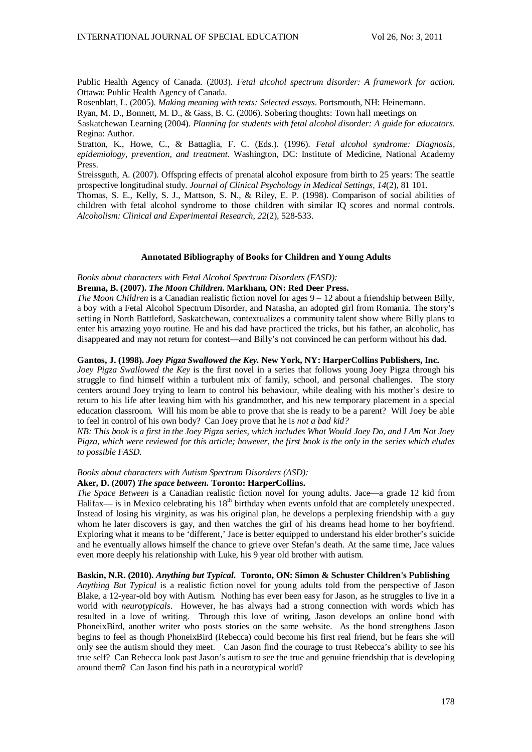Public Health Agency of Canada. (2003). *Fetal alcohol spectrum disorder: A framework for action*. Ottawa: Public Health Agency of Canada.

Rosenblatt, L. (2005). *Making meaning with texts: Selected essays*. Portsmouth, NH: Heinemann.

Ryan, M. D., Bonnett, M. D., & Gass, B. C. (2006). Sobering thoughts: Town hall meetings on

Saskatchewan Learning (2004). *Planning for students with fetal alcohol disorder: A guide for educators*. Regina: Author.

Stratton, K., Howe, C., & Battaglia, F. C. (Eds.). (1996). *Fetal alcohol syndrome: Diagnosis, epidemiology, prevention, and treatment*. Washington, DC: Institute of Medicine, National Academy Press.

Streissguth, A. (2007). Offspring effects of prenatal alcohol exposure from birth to 25 years: The seattle prospective longitudinal study. *Journal of Clinical Psychology in Medical Settings, 14*(2), 81 101.

Thomas, S. E., Kelly, S. J., Mattson, S. N., & Riley, E. P. (1998). Comparison of social abilities of children with fetal alcohol syndrome to those children with similar IQ scores and normal controls. *Alcoholism: Clinical and Experimental Research, 22*(2), 528-533.

## Annotated Bibliography of Books for Children and Young Adults

*Books about characters with Fetal Alcohol Spectrum Disorders (FASD):*

**Brenna, B. (2007). *The Moon Children*. Markham, ON: Red Deer Press.**

*The Moon Children* is a Canadian realistic fiction novel for ages 9 – 12 about a friendship between Billy, a boy with a Fetal Alcohol Spectrum Disorder, and Natasha, an adopted girl from Romania. The story's setting in North Battleford, Saskatchewan, contextualizes a community talent show where Billy plans to enter his amazing yoyo routine. He and his dad have practiced the tricks, but his father, an alcoholic, has disappeared and may not return for contest—and Billy's not convinced he can perform without his dad.

**Gantos, J. (1998). *Joey Pigza Swallowed the Key*. New York, NY: HarperCollins Publishers, Inc.**

*Joey Pigza Swallowed the Key* is the first novel in a series that follows young Joey Pigza through his struggle to find himself within a turbulent mix of family, school, and personal challenges. The story centers around Joey trying to learn to control his behaviour, while dealing with his mother's desire to return to his life after leaving him with his grandmother, and his new temporary placement in a special education classroom. Will his mom be able to prove that she is ready to be a parent? Will Joey be able to feel in control of his own body? Can Joey prove that he is *not a bad kid?*

*NB: This book is a first in the Joey Pigza series, which includes What Would Joey Do, and I Am Not Joey Pigza, which were reviewed for this article; however, the first book is the only in the series which eludes to possible FASD.*

*Books about characters with Autism Spectrum Disorders (ASD):*

**Aker, D. (2007) *The space between*. Toronto: HarperCollins.**

*The Space Between* is a Canadian realistic fiction novel for young adults. Jace—a grade 12 kid from Halifax— is in Mexico celebrating his 18th birthday when events unfold that are completely unexpected. Instead of losing his virginity, as was his original plan, he develops a perplexing friendship with a guy whom he later discovers is gay, and then watches the girl of his dreams head home to her boyfriend. Exploring what it means to be 'different,' Jace is better equipped to understand his elder brother's suicide and he eventually allows himself the chance to grieve over Stefan's death. At the same time, Jace values even more deeply his relationship with Luke, his 9 year old brother with autism.

**Baskin, N.R. (2010). *Anything but Typical*. Toronto, ON: Simon & Schuster Children's Publishing**

*Anything But Typical* is a realistic fiction novel for young adults told from the perspective of Jason Blake, a 12-year-old boy with Autism. Nothing has ever been easy for Jason, as he struggles to live in a world with *neurotypicals*. However, he has always had a strong connection with words which has resulted in a love of writing. Through this love of writing, Jason develops an online bond with PhoneixBird, another writer who posts stories on the same website. As the bond strengthens Jason begins to feel as though PhoneixBird (Rebecca) could become his first real friend, but he fears she will only see the autism should they meet. Can Jason find the courage to trust Rebecca's ability to see his true self? Can Rebecca look past Jason's autism to see the true and genuine friendship that is developing around them? Can Jason find his path in a neurotypical world?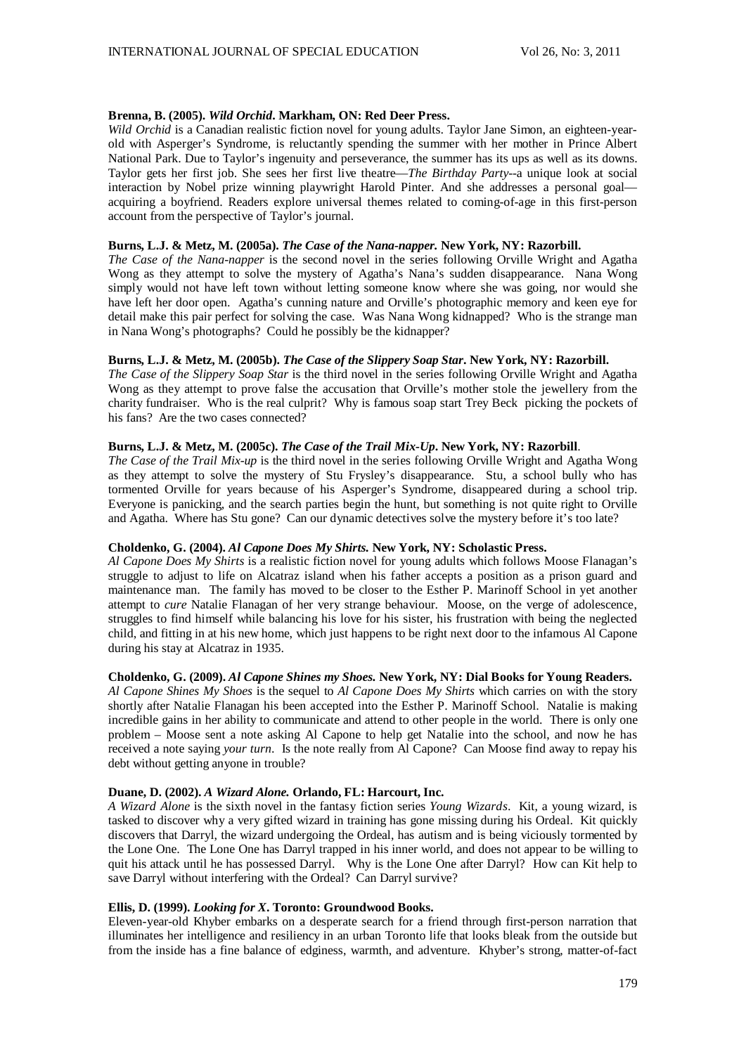**Brenna, B. (2005).** ***Wild Orchid*****. Markham, ON: Red Deer Press.**

*Wild Orchid* is a Canadian realistic fiction novel for young adults. Taylor Jane Simon, an eighteen-year-old with Asperger's Syndrome, is reluctantly spending the summer with her mother in Prince Albert National Park. Due to Taylor's ingenuity and perseverance, the summer has its ups as well as its downs. Taylor gets her first job. She sees her first live theatre—*The Birthday Party*--a unique look at social interaction by Nobel prize winning playwright Harold Pinter. And she addresses a personal goal—acquiring a boyfriend. Readers explore universal themes related to coming-of-age in this first-person account from the perspective of Taylor's journal.

**Burns, L.J. & Metz, M. (2005a).** ***The Case of the Nana-napper.*** **New York, NY: Razorbill.**

*The Case of the Nana-napper* is the second novel in the series following Orville Wright and Agatha Wong as they attempt to solve the mystery of Agatha's Nana's sudden disappearance. Nana Wong simply would not have left town without letting someone know where she was going, nor would she have left her door open. Agatha's cunning nature and Orville's photographic memory and keen eye for detail make this pair perfect for solving the case. Was Nana Wong kidnapped? Who is the strange man in Nana Wong's photographs? Could he possibly be the kidnapper?

**Burns, L.J. & Metz, M. (2005b).** ***The Case of the Slippery Soap Star*****. New York, NY: Razorbill.**

*The Case of the Slippery Soap Star* is the third novel in the series following Orville Wright and Agatha Wong as they attempt to prove false the accusation that Orville's mother stole the jewellery from the charity fundraiser. Who is the real culprit? Why is famous soap start Trey Beck picking the pockets of his fans? Are the two cases connected?

**Burns, L.J. & Metz, M. (2005c).** ***The Case of the Trail Mix-Up*****. New York, NY: Razorbill**.

*The Case of the Trail Mix-up* is the third novel in the series following Orville Wright and Agatha Wong as they attempt to solve the mystery of Stu Frysley's disappearance. Stu, a school bully who has tormented Orville for years because of his Asperger's Syndrome, disappeared during a school trip. Everyone is panicking, and the search parties begin the hunt, but something is not quite right to Orville and Agatha. Where has Stu gone? Can our dynamic detectives solve the mystery before it's too late?

**Choldenko, G. (2004).** ***Al Capone Does My Shirts.*** **New York, NY: Scholastic Press.**

*Al Capone Does My Shirts* is a realistic fiction novel for young adults which follows Moose Flanagan's struggle to adjust to life on Alcatraz island when his father accepts a position as a prison guard and maintenance man. The family has moved to be closer to the Esther P. Marinoff School in yet another attempt to *cure* Natalie Flanagan of her very strange behaviour. Moose, on the verge of adolescence, struggles to find himself while balancing his love for his sister, his frustration with being the neglected child, and fitting in at his new home, which just happens to be right next door to the infamous Al Capone during his stay at Alcatraz in 1935.

**Choldenko, G. (2009).** ***Al Capone Shines my Shoes.*** **New York, NY: Dial Books for Young Readers.**

*Al Capone Shines My Shoes* is the sequel to *Al Capone Does My Shirts* which carries on with the story shortly after Natalie Flanagan his been accepted into the Esther P. Marinoff School. Natalie is making incredible gains in her ability to communicate and attend to other people in the world. There is only one problem – Moose sent a note asking Al Capone to help get Natalie into the school, and now he has received a note saying *your turn*. Is the note really from Al Capone? Can Moose find away to repay his debt without getting anyone in trouble?

**Duane, D. (2002).** ***A Wizard Alone.*** **Orlando, FL: Harcourt, Inc.**

*A Wizard Alone* is the sixth novel in the fantasy fiction series *Young Wizards*. Kit, a young wizard, is tasked to discover why a very gifted wizard in training has gone missing during his Ordeal. Kit quickly discovers that Darryl, the wizard undergoing the Ordeal, has autism and is being viciously tormented by the Lone One. The Lone One has Darryl trapped in his inner world, and does not appear to be willing to quit his attack until he has possessed Darryl. Why is the Lone One after Darryl? How can Kit help to save Darryl without interfering with the Ordeal? Can Darryl survive?

**Ellis, D. (1999).** ***Looking for X*****. Toronto: Groundwood Books.**

Eleven-year-old Khyber embarks on a desperate search for a friend through first-person narration that illuminates her intelligence and resiliency in an urban Toronto life that looks bleak from the outside but from the inside has a fine balance of edginess, warmth, and adventure. Khyber's strong, matter-of-fact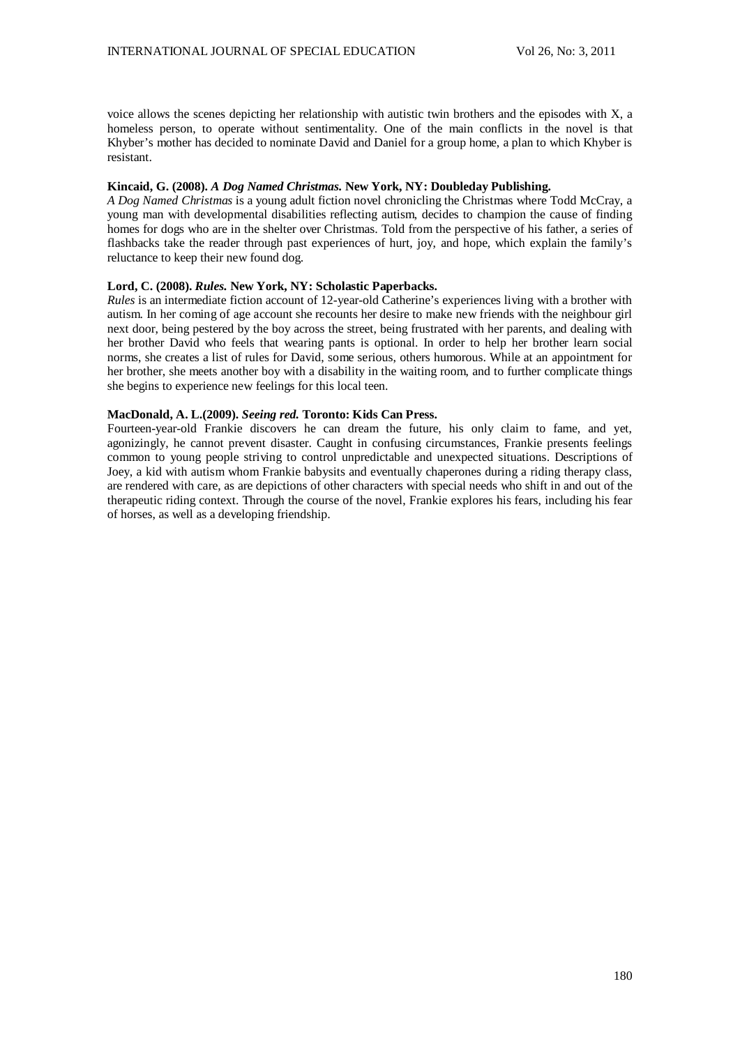voice allows the scenes depicting her relationship with autistic twin brothers and the episodes with X, a homeless person, to operate without sentimentality. One of the main conflicts in the novel is that Khyber's mother has decided to nominate David and Daniel for a group home, a plan to which Khyber is resistant.

**Kincaid, G. (2008).** ***A Dog Named Christmas.*** **New York, NY: Doubleday Publishing.**

*A Dog Named Christmas* is a young adult fiction novel chronicling the Christmas where Todd McCray, a young man with developmental disabilities reflecting autism, decides to champion the cause of finding homes for dogs who are in the shelter over Christmas. Told from the perspective of his father, a series of flashbacks take the reader through past experiences of hurt, joy, and hope, which explain the family's reluctance to keep their new found dog.

**Lord, C. (2008).** ***Rules.*** **New York, NY: Scholastic Paperbacks.**

*Rules* is an intermediate fiction account of 12-year-old Catherine's experiences living with a brother with autism. In her coming of age account she recounts her desire to make new friends with the neighbour girl next door, being pestered by the boy across the street, being frustrated with her parents, and dealing with her brother David who feels that wearing pants is optional. In order to help her brother learn social norms, she creates a list of rules for David, some serious, others humorous. While at an appointment for her brother, she meets another boy with a disability in the waiting room, and to further complicate things she begins to experience new feelings for this local teen.

**MacDonald, A. L.(2009).** ***Seeing red.*** **Toronto: Kids Can Press.**

Fourteen-year-old Frankie discovers he can dream the future, his only claim to fame, and yet, agonizingly, he cannot prevent disaster. Caught in confusing circumstances, Frankie presents feelings common to young people striving to control unpredictable and unexpected situations. Descriptions of Joey, a kid with autism whom Frankie babysits and eventually chaperones during a riding therapy class, are rendered with care, as are depictions of other characters with special needs who shift in and out of the therapeutic riding context. Through the course of the novel, Frankie explores his fears, including his fear of horses, as well as a developing friendship.